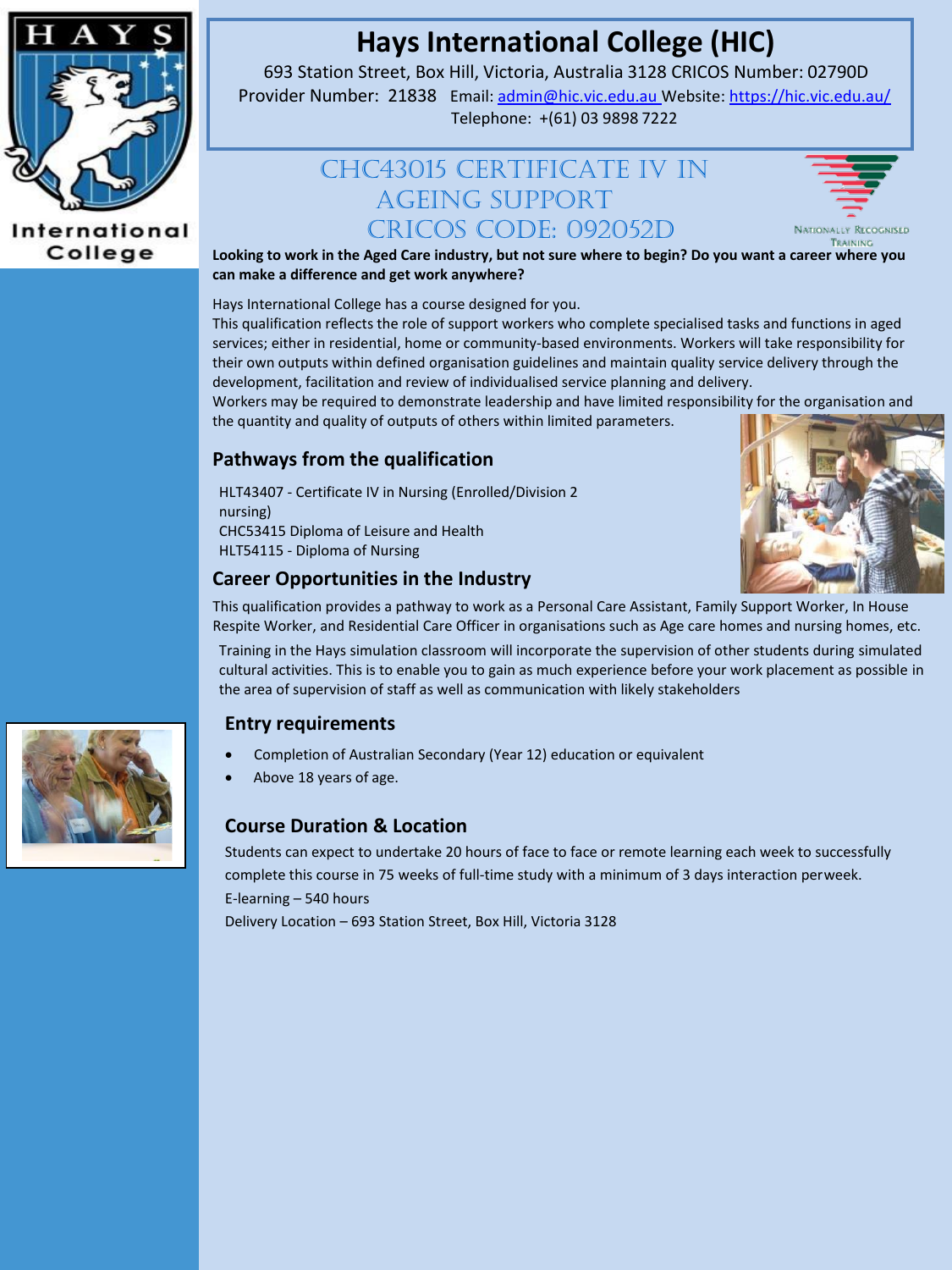# Hays International College (HIC)

693 Station Street, Box Hill, Victoria, Australia 3128 CRICOS Number: 02790D
Provider Number: 21838 Email: admin@hic.vic.edu.au Website: https://hic.vic.edu.au/
Telephone: +(61) 03 9898 7222

## CHC43015 Certificate IV in Ageing Support
## CRICOS Code: 092052D

Nationally Recognised Training

**Looking to work in the Aged Care industry, but not sure where to begin? Do you want a career where you can make a difference and get work anywhere?**

Hays International College has a course designed for you.

This qualification reflects the role of support workers who complete specialised tasks and functions in aged services; either in residential, home or community-based environments. Workers will take responsibility for their own outputs within defined organisation guidelines and maintain quality service delivery through the development, facilitation and review of individualised service planning and delivery.

Workers may be required to demonstrate leadership and have limited responsibility for the organisation and the quantity and quality of outputs of others within limited parameters.

### Pathways from the qualification

HLT43407 - Certificate IV in Nursing (Enrolled/Division 2 nursing)
CHC53415 Diploma of Leisure and Health
HLT54115 - Diploma of Nursing

### Career Opportunities in the Industry

This qualification provides a pathway to work as a Personal Care Assistant, Family Support Worker, In House Respite Worker, and Residential Care Officer in organisations such as Age care homes and nursing homes, etc.

Training in the Hays simulation classroom will incorporate the supervision of other students during simulated cultural activities. This is to enable you to gain as much experience before your work placement as possible in the area of supervision of staff as well as communication with likely stakeholders

### Entry requirements

- Completion of Australian Secondary (Year 12) education or equivalent
- Above 18 years of age.

### Course Duration & Location

Students can expect to undertake 20 hours of face to face or remote learning each week to successfully complete this course in 75 weeks of full-time study with a minimum of 3 days interaction perweek.

E-learning – 540 hours

Delivery Location – 693 Station Street, Box Hill, Victoria 3128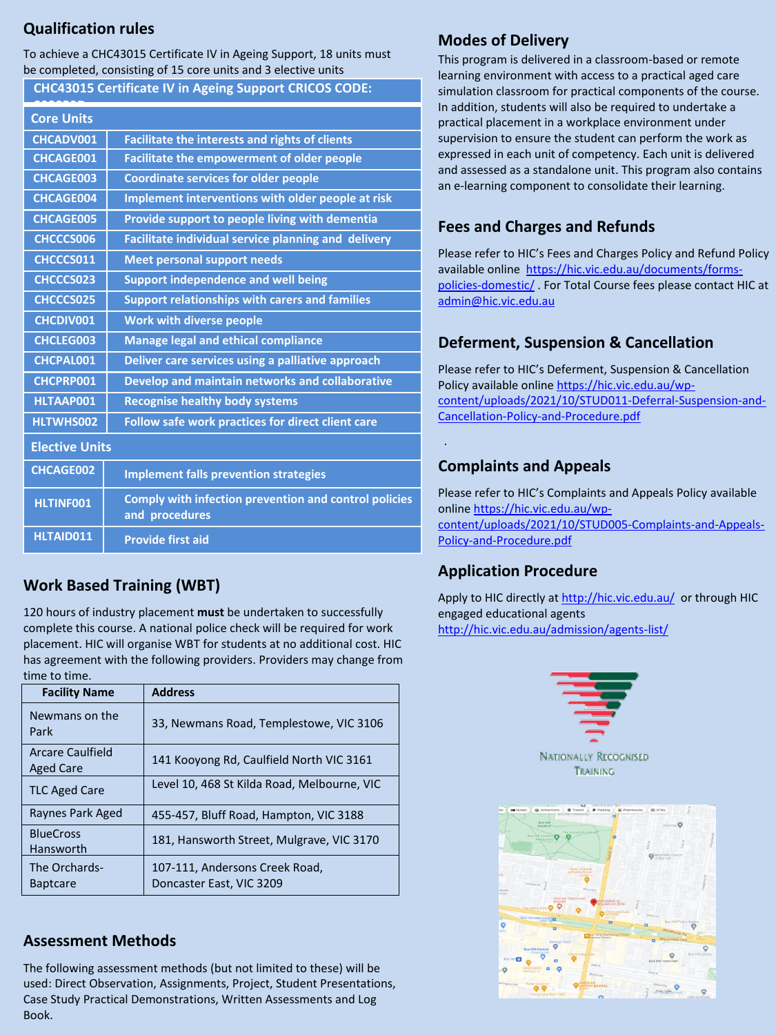## Qualification rules

To achieve a CHC43015 Certificate IV in Ageing Support, 18 units must be completed, consisting of 15 core units and 3 elective units

| CHC43015 Certificate IV in Ageing Support CRICOS CODE: | |
|---|---|
| **Core Units** | |
| CHCADV001 | Facilitate the interests and rights of clients |
| CHCAGE001 | Facilitate the empowerment of older people |
| CHCAGE003 | Coordinate services for older people |
| CHCAGE004 | Implement interventions with older people at risk |
| CHCAGE005 | Provide support to people living with dementia |
| CHCCCS006 | Facilitate individual service planning and delivery |
| CHCCCS011 | Meet personal support needs |
| CHCCCS023 | Support independence and well being |
| CHCCCS025 | Support relationships with carers and families |
| CHCDIV001 | Work with diverse people |
| CHCLEG003 | Manage legal and ethical compliance |
| CHCPAL001 | Deliver care services using a palliative approach |
| CHCPRP001 | Develop and maintain networks and collaborative |
| HLTAAP001 | Recognise healthy body systems |
| HLTWHS002 | Follow safe work practices for direct client care |
| **Elective Units** | |
| CHCAGE002 | Implement falls prevention strategies |
| HLTINF001 | Comply with infection prevention and control policies and procedures |
| HLTAID011 | Provide first aid |

## Work Based Training (WBT)

120 hours of industry placement **must** be undertaken to successfully complete this course. A national police check will be required for work placement. HIC will organise WBT for students at no additional cost. HIC has agreement with the following providers. Providers may change from time to time.

| Facility Name | Address |
|---|---|
| Newmans on the Park | 33, Newmans Road, Templestowe, VIC 3106 |
| Arcare Caulfield Aged Care | 141 Kooyong Rd, Caulfield North VIC 3161 |
| TLC Aged Care | Level 10, 468 St Kilda Road, Melbourne, VIC |
| Raynes Park Aged | 455-457, Bluff Road, Hampton, VIC 3188 |
| BlueCross Hansworth | 181, Hansworth Street, Mulgrave, VIC 3170 |
| The Orchards-Baptcare | 107-111, Andersons Creek Road, Doncaster East, VIC 3209 |

## Assessment Methods

The following assessment methods (but not limited to these) will be used: Direct Observation, Assignments, Project, Student Presentations, Case Study Practical Demonstrations, Written Assessments and Log Book.

## Modes of Delivery

This program is delivered in a classroom-based or remote learning environment with access to a practical aged care simulation classroom for practical components of the course. In addition, students will also be required to undertake a practical placement in a workplace environment under supervision to ensure the student can perform the work as expressed in each unit of competency. Each unit is delivered and assessed as a standalone unit. This program also contains an e-learning component to consolidate their learning.

## Fees and Charges and Refunds

Please refer to HIC's Fees and Charges Policy and Refund Policy available online https://hic.vic.edu.au/documents/forms-policies-domestic/ . For Total Course fees please contact HIC at admin@hic.vic.edu.au

## Deferment, Suspension & Cancellation

Please refer to HIC's Deferment, Suspension & Cancellation Policy available online https://hic.vic.edu.au/wp-content/uploads/2021/10/STUD011-Deferral-Suspension-and-Cancellation-Policy-and-Procedure.pdf

## Complaints and Appeals

Please refer to HIC's Complaints and Appeals Policy available online https://hic.vic.edu.au/wp-content/uploads/2021/10/STUD005-Complaints-and-Appeals-Policy-and-Procedure.pdf

## Application Procedure

Apply to HIC directly at http://hic.vic.edu.au/ or through HIC engaged educational agents http://hic.vic.edu.au/admission/agents-list/

NATIONALLY RECOGNISED TRAINING